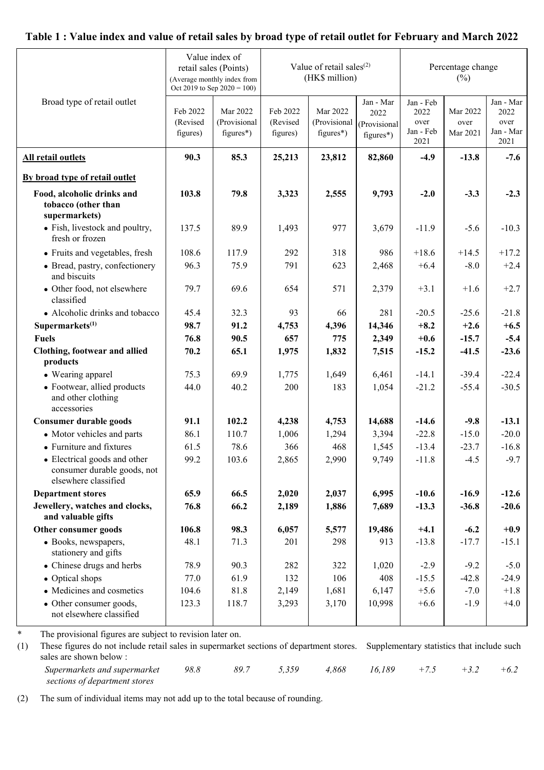**Table 1 : Value index and value of retail sales by broad type of retail outlet for February and March 2022**

| Broad type of retail outlet | Value index of retail sales (Points) (Average monthly index from Oct 2019 to Sep 2020 = 100) | | Value of retail sales[(2)] (HK$ million) | | | Percentage change (%) | | |
|---|---|---|---|---|---|---|---|---|
| | Feb 2022 (Revised figures) | Mar 2022 (Provisional figures*) | Feb 2022 (Revised figures) | Mar 2022 (Provisional figures*) | Jan - Mar 2022 (Provisional figures*) | Jan - Feb 2022 over Jan - Feb 2021 | Mar 2022 over Mar 2021 | Jan - Mar 2022 over Jan - Mar 2021 |
| **All retail outlets** | **90.3** | **85.3** | **25,213** | **23,812** | **82,860** | **-4.9** | **-13.8** | **-7.6** |
| **By broad type of retail outlet** | | | | | | | | |
| **Food, alcoholic drinks and tobacco (other than supermarkets)** | **103.8** | **79.8** | **3,323** | **2,555** | **9,793** | **-2.0** | **-3.3** | **-2.3** |
| • Fish, livestock and poultry, fresh or frozen | 137.5 | 89.9 | 1,493 | 977 | 3,679 | -11.9 | -5.6 | -10.3 |
| • Fruits and vegetables, fresh | 108.6 | 117.9 | 292 | 318 | 986 | +18.6 | +14.5 | +17.2 |
| • Bread, pastry, confectionery and biscuits | 96.3 | 75.9 | 791 | 623 | 2,468 | +6.4 | -8.0 | +2.4 |
| • Other food, not elsewhere classified | 79.7 | 69.6 | 654 | 571 | 2,379 | +3.1 | +1.6 | +2.7 |
| • Alcoholic drinks and tobacco | 45.4 | 32.3 | 93 | 66 | 281 | -20.5 | -25.6 | -21.8 |
| **Supermarkets[(1)]** | **98.7** | **91.2** | **4,753** | **4,396** | **14,346** | **+8.2** | **+2.6** | **+6.5** |
| **Fuels** | **76.8** | **90.5** | **657** | **775** | **2,349** | **+0.6** | **-15.7** | **-5.4** |
| **Clothing, footwear and allied products** | **70.2** | **65.1** | **1,975** | **1,832** | **7,515** | **-15.2** | **-41.5** | **-23.6** |
| • Wearing apparel | 75.3 | 69.9 | 1,775 | 1,649 | 6,461 | -14.1 | -39.4 | -22.4 |
| • Footwear, allied products and other clothing accessories | 44.0 | 40.2 | 200 | 183 | 1,054 | -21.2 | -55.4 | -30.5 |
| **Consumer durable goods** | **91.1** | **102.2** | **4,238** | **4,753** | **14,688** | **-14.6** | **-9.8** | **-13.1** |
| • Motor vehicles and parts | 86.1 | 110.7 | 1,006 | 1,294 | 3,394 | -22.8 | -15.0 | -20.0 |
| • Furniture and fixtures | 61.5 | 78.6 | 366 | 468 | 1,545 | -13.4 | -23.7 | -16.8 |
| • Electrical goods and other consumer durable goods, not elsewhere classified | 99.2 | 103.6 | 2,865 | 2,990 | 9,749 | -11.8 | -4.5 | -9.7 |
| **Department stores** | **65.9** | **66.5** | **2,020** | **2,037** | **6,995** | **-10.6** | **-16.9** | **-12.6** |
| **Jewellery, watches and clocks, and valuable gifts** | **76.8** | **66.2** | **2,189** | **1,886** | **7,689** | **-13.3** | **-36.8** | **-20.6** |
| **Other consumer goods** | **106.8** | **98.3** | **6,057** | **5,577** | **19,486** | **+4.1** | **-6.2** | **+0.9** |
| • Books, newspapers, stationery and gifts | 48.1 | 71.3 | 201 | 298 | 913 | -13.8 | -17.7 | -15.1 |
| • Chinese drugs and herbs | 78.9 | 90.3 | 282 | 322 | 1,020 | -2.9 | -9.2 | -5.0 |
| • Optical shops | 77.0 | 61.9 | 132 | 106 | 408 | -15.5 | -42.8 | -24.9 |
| • Medicines and cosmetics | 104.6 | 81.8 | 2,149 | 1,681 | 6,147 | +5.6 | -7.0 | +1.8 |
| • Other consumer goods, not elsewhere classified | 123.3 | 118.7 | 3,293 | 3,170 | 10,998 | +6.6 | -1.9 | +4.0 |

\* The provisional figures are subject to revision later on.

(1) These figures do not include retail sales in supermarket sections of department stores. Supplementary statistics that include such sales are shown below :

| | | | | | | | | |
|---|---|---|---|---|---|---|---|---|
| *Supermarkets and supermarket sections of department stores* | *98.8* | *89.7* | *5,359* | *4,868* | *16,189* | *+7.5* | *+3.2* | *+6.2* |

(2) The sum of individual items may not add up to the total because of rounding.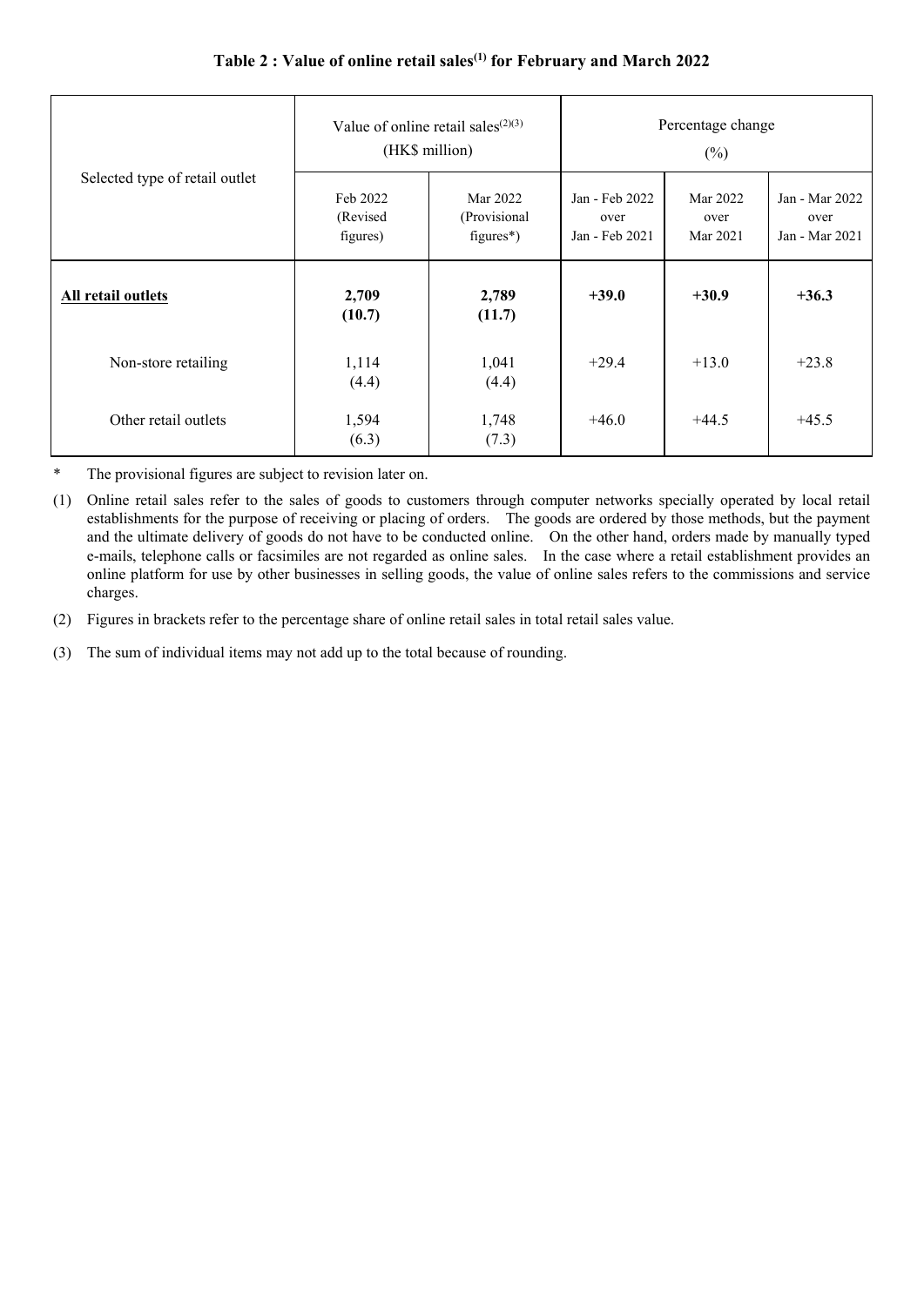**Table 2 : Value of online retail sales(1) for February and March 2022**

| Selected type of retail outlet | Value of online retail sales(2)(3) (HK$ million) | | Percentage change (%) | | |
|---|---|---|---|---|---|
| | Feb 2022 (Revised figures) | Mar 2022 (Provisional figures*) | Jan - Feb 2022 over Jan - Feb 2021 | Mar 2022 over Mar 2021 | Jan - Mar 2022 over Jan - Mar 2021 |
| **All retail outlets** | **2,709 (10.7)** | **2,789 (11.7)** | **+39.0** | **+30.9** | **+36.3** |
| Non-store retailing | 1,114 (4.4) | 1,041 (4.4) | +29.4 | +13.0 | +23.8 |
| Other retail outlets | 1,594 (6.3) | 1,748 (7.3) | +46.0 | +44.5 | +45.5 |

\* The provisional figures are subject to revision later on.

(1) Online retail sales refer to the sales of goods to customers through computer networks specially operated by local retail establishments for the purpose of receiving or placing of orders. The goods are ordered by those methods, but the payment and the ultimate delivery of goods do not have to be conducted online. On the other hand, orders made by manually typed e-mails, telephone calls or facsimiles are not regarded as online sales. In the case where a retail establishment provides an online platform for use by other businesses in selling goods, the value of online sales refers to the commissions and service charges.

(2) Figures in brackets refer to the percentage share of online retail sales in total retail sales value.

(3) The sum of individual items may not add up to the total because of rounding.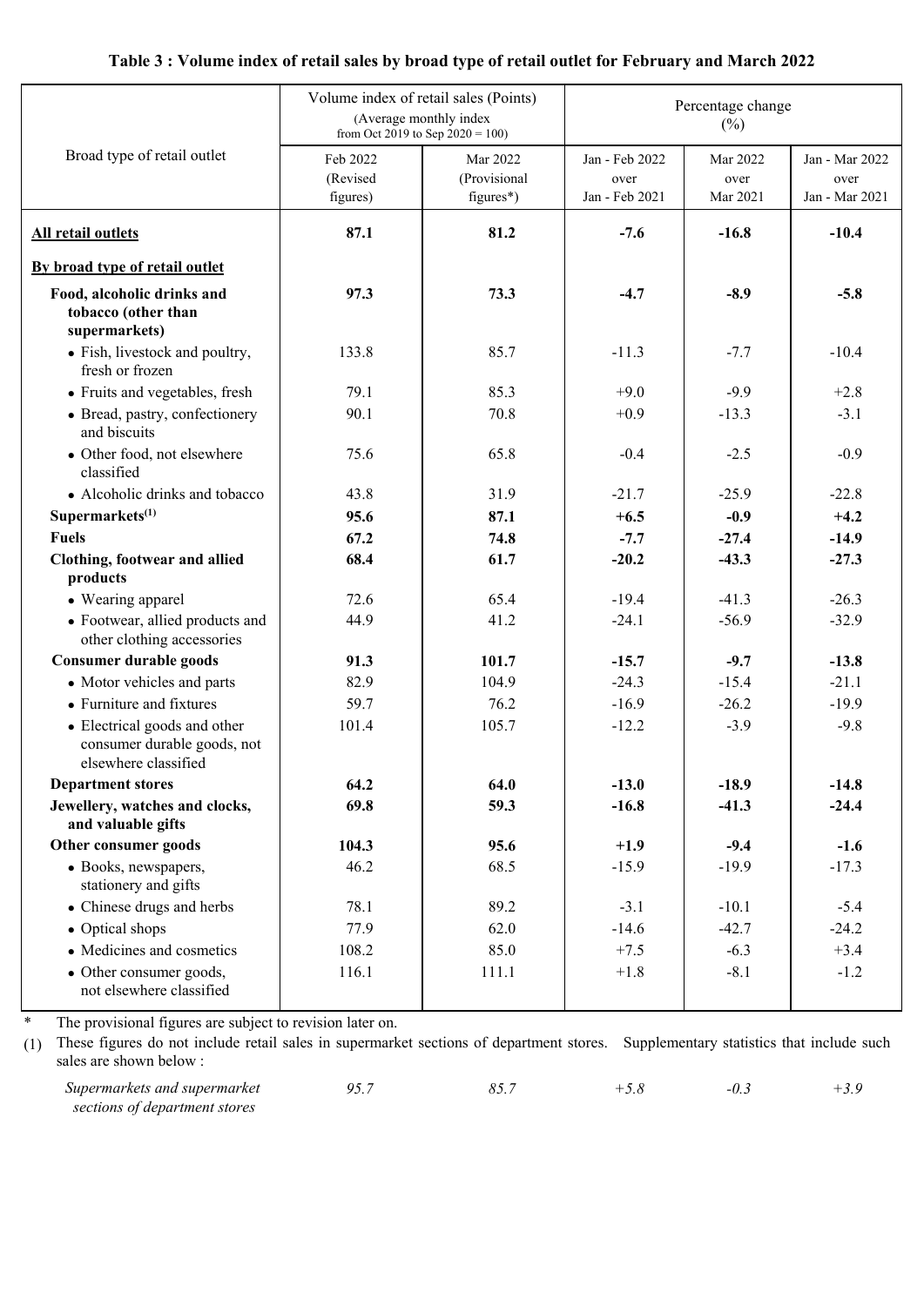**Table 3 : Volume index of retail sales by broad type of retail outlet for February and March 2022**

| Broad type of retail outlet | Volume index of retail sales (Points) (Average monthly index from Oct 2019 to Sep 2020 = 100) | | Percentage change (%) | | |
|---|---|---|---|---|---|
| | Feb 2022 (Revised figures) | Mar 2022 (Provisional figures*) | Jan - Feb 2022 over Jan - Feb 2021 | Mar 2022 over Mar 2021 | Jan - Mar 2022 over Jan - Mar 2021 |
| **All retail outlets** | **87.1** | **81.2** | **-7.6** | **-16.8** | **-10.4** |
| **By broad type of retail outlet** | | | | | |
| **Food, alcoholic drinks and tobacco (other than supermarkets)** | **97.3** | **73.3** | **-4.7** | **-8.9** | **-5.8** |
| • Fish, livestock and poultry, fresh or frozen | 133.8 | 85.7 | -11.3 | -7.7 | -10.4 |
| • Fruits and vegetables, fresh | 79.1 | 85.3 | +9.0 | -9.9 | +2.8 |
| • Bread, pastry, confectionery and biscuits | 90.1 | 70.8 | +0.9 | -13.3 | -3.1 |
| • Other food, not elsewhere classified | 75.6 | 65.8 | -0.4 | -2.5 | -0.9 |
| • Alcoholic drinks and tobacco | 43.8 | 31.9 | -21.7 | -25.9 | -22.8 |
| **Supermarkets[(1)]** | **95.6** | **87.1** | **+6.5** | **-0.9** | **+4.2** |
| **Fuels** | **67.2** | **74.8** | **-7.7** | **-27.4** | **-14.9** |
| **Clothing, footwear and allied products** | **68.4** | **61.7** | **-20.2** | **-43.3** | **-27.3** |
| • Wearing apparel | 72.6 | 65.4 | -19.4 | -41.3 | -26.3 |
| • Footwear, allied products and other clothing accessories | 44.9 | 41.2 | -24.1 | -56.9 | -32.9 |
| **Consumer durable goods** | **91.3** | **101.7** | **-15.7** | **-9.7** | **-13.8** |
| • Motor vehicles and parts | 82.9 | 104.9 | -24.3 | -15.4 | -21.1 |
| • Furniture and fixtures | 59.7 | 76.2 | -16.9 | -26.2 | -19.9 |
| • Electrical goods and other consumer durable goods, not elsewhere classified | 101.4 | 105.7 | -12.2 | -3.9 | -9.8 |
| **Department stores** | **64.2** | **64.0** | **-13.0** | **-18.9** | **-14.8** |
| **Jewellery, watches and clocks, and valuable gifts** | **69.8** | **59.3** | **-16.8** | **-41.3** | **-24.4** |
| **Other consumer goods** | **104.3** | **95.6** | **+1.9** | **-9.4** | **-1.6** |
| • Books, newspapers, stationery and gifts | 46.2 | 68.5 | -15.9 | -19.9 | -17.3 |
| • Chinese drugs and herbs | 78.1 | 89.2 | -3.1 | -10.1 | -5.4 |
| • Optical shops | 77.9 | 62.0 | -14.6 | -42.7 | -24.2 |
| • Medicines and cosmetics | 108.2 | 85.0 | +7.5 | -6.3 | +3.4 |
| • Other consumer goods, not elsewhere classified | 116.1 | 111.1 | +1.8 | -8.1 | -1.2 |

\* The provisional figures are subject to revision later on.

(1) These figures do not include retail sales in supermarket sections of department stores. Supplementary statistics that include such sales are shown below :

| | | | | | |
|---|---|---|---|---|---|
| *Supermarkets and supermarket sections of department stores* | *95.7* | *85.7* | *+5.8* | *-0.3* | *+3.9* |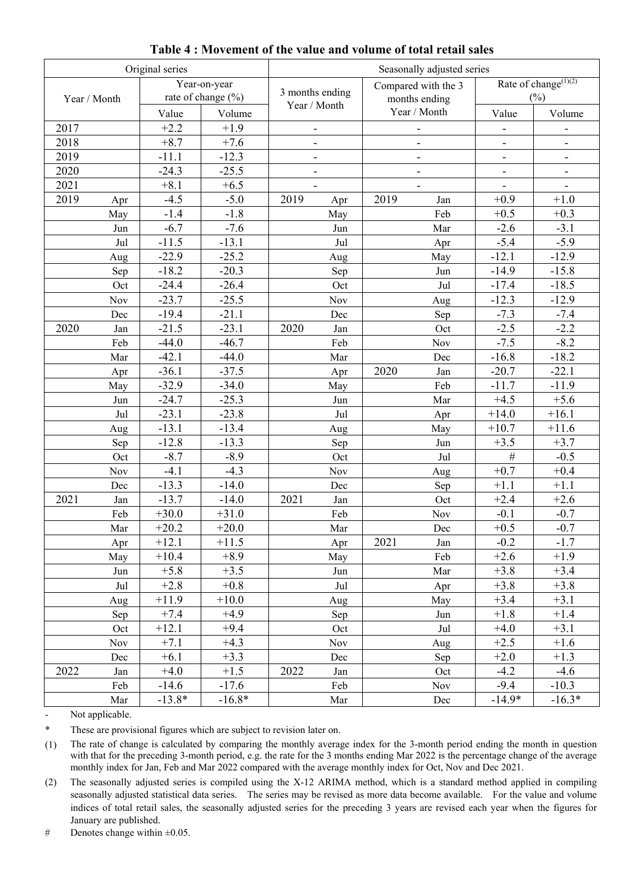## Table 4 : Movement of the value and volume of total retail sales

| Original series | | | Seasonally adjusted series | | | |
|---|---|---|---|---|---|---|
| Year / Month | Year-on-year rate of change (%) | | 3 months ending Year / Month | Compared with the 3 months ending Year / Month | Rate of change[(1)(2)] (%) | |
| | Value | Volume | | | Value | Volume |
| 2017 | +2.2 | +1.9 | - | - | - | - |
| 2018 | +8.7 | +7.6 | - | - | - | - |
| 2019 | -11.1 | -12.3 | - | - | - | - |
| 2020 | -24.3 | -25.5 | - | - | - | - |
| 2021 | +8.1 | +6.5 | - | - | - | - |
| 2019 Apr | -4.5 | -5.0 | 2019 Apr | 2019 Jan | +0.9 | +1.0 |
| May | -1.4 | -1.8 | May | Feb | +0.5 | +0.3 |
| Jun | -6.7 | -7.6 | Jun | Mar | -2.6 | -3.1 |
| Jul | -11.5 | -13.1 | Jul | Apr | -5.4 | -5.9 |
| Aug | -22.9 | -25.2 | Aug | May | -12.1 | -12.9 |
| Sep | -18.2 | -20.3 | Sep | Jun | -14.9 | -15.8 |
| Oct | -24.4 | -26.4 | Oct | Jul | -17.4 | -18.5 |
| Nov | -23.7 | -25.5 | Nov | Aug | -12.3 | -12.9 |
| Dec | -19.4 | -21.1 | Dec | Sep | -7.3 | -7.4 |
| 2020 Jan | -21.5 | -23.1 | 2020 Jan | Oct | -2.5 | -2.2 |
| Feb | -44.0 | -46.7 | Feb | Nov | -7.5 | -8.2 |
| Mar | -42.1 | -44.0 | Mar | Dec | -16.8 | -18.2 |
| Apr | -36.1 | -37.5 | Apr | 2020 Jan | -20.7 | -22.1 |
| May | -32.9 | -34.0 | May | Feb | -11.7 | -11.9 |
| Jun | -24.7 | -25.3 | Jun | Mar | +4.5 | +5.6 |
| Jul | -23.1 | -23.8 | Jul | Apr | +14.0 | +16.1 |
| Aug | -13.1 | -13.4 | Aug | May | +10.7 | +11.6 |
| Sep | -12.8 | -13.3 | Sep | Jun | +3.5 | +3.7 |
| Oct | -8.7 | -8.9 | Oct | Jul | # | -0.5 |
| Nov | -4.1 | -4.3 | Nov | Aug | +0.7 | +0.4 |
| Dec | -13.3 | -14.0 | Dec | Sep | +1.1 | +1.1 |
| 2021 Jan | -13.7 | -14.0 | 2021 Jan | Oct | +2.4 | +2.6 |
| Feb | +30.0 | +31.0 | Feb | Nov | -0.1 | -0.7 |
| Mar | +20.2 | +20.0 | Mar | Dec | +0.5 | -0.7 |
| Apr | +12.1 | +11.5 | Apr | 2021 Jan | -0.2 | -1.7 |
| May | +10.4 | +8.9 | May | Feb | +2.6 | +1.9 |
| Jun | +5.8 | +3.5 | Jun | Mar | +3.8 | +3.4 |
| Jul | +2.8 | +0.8 | Jul | Apr | +3.8 | +3.8 |
| Aug | +11.9 | +10.0 | Aug | May | +3.4 | +3.1 |
| Sep | +7.4 | +4.9 | Sep | Jun | +1.8 | +1.4 |
| Oct | +12.1 | +9.4 | Oct | Jul | +4.0 | +3.1 |
| Nov | +7.1 | +4.3 | Nov | Aug | +2.5 | +1.6 |
| Dec | +6.1 | +3.3 | Dec | Sep | +2.0 | +1.3 |
| 2022 Jan | +4.0 | +1.5 | 2022 Jan | Oct | -4.2 | -4.6 |
| Feb | -14.6 | -17.6 | Feb | Nov | -9.4 | -10.3 |
| Mar | -13.8* | -16.8* | Mar | Dec | -14.9* | -16.3* |

- Not applicable.

* These are provisional figures which are subject to revision later on.

(1) The rate of change is calculated by comparing the monthly average index for the 3-month period ending the month in question with that for the preceding 3-month period, e.g. the rate for the 3 months ending Mar 2022 is the percentage change of the average monthly index for Jan, Feb and Mar 2022 compared with the average monthly index for Oct, Nov and Dec 2021.

(2) The seasonally adjusted series is compiled using the X-12 ARIMA method, which is a standard method applied in compiling seasonally adjusted statistical data series. The series may be revised as more data become available. For the value and volume indices of total retail sales, the seasonally adjusted series for the preceding 3 years are revised each year when the figures for January are published.

# Denotes change within ±0.05.